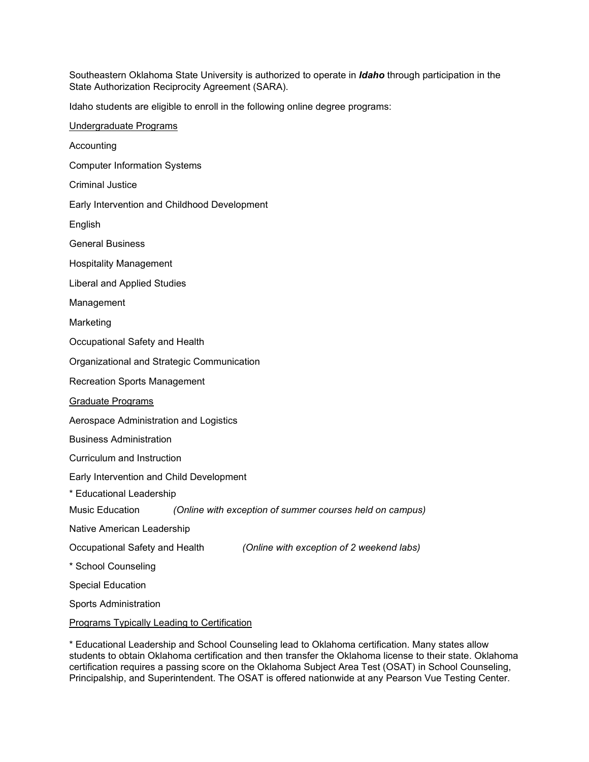Southeastern Oklahoma State University is authorized to operate in ***Idaho*** through participation in the State Authorization Reciprocity Agreement (SARA).

Idaho students are eligible to enroll in the following online degree programs:

<u>Undergraduate Programs</u>

Accounting

Computer Information Systems

Criminal Justice

Early Intervention and Childhood Development

English

General Business

Hospitality Management

Liberal and Applied Studies

Management

Marketing

Occupational Safety and Health

Organizational and Strategic Communication

Recreation Sports Management

<u>Graduate Programs</u>

Aerospace Administration and Logistics

Business Administration

Curriculum and Instruction

Early Intervention and Child Development

* Educational Leadership

Music Education *(Online with exception of summer courses held on campus)*

Native American Leadership

Occupational Safety and Health *(Online with exception of 2 weekend labs)*

* School Counseling

Special Education

Sports Administration

<u>Programs Typically Leading to Certification</u>

* Educational Leadership and School Counseling lead to Oklahoma certification. Many states allow students to obtain Oklahoma certification and then transfer the Oklahoma license to their state. Oklahoma certification requires a passing score on the Oklahoma Subject Area Test (OSAT) in School Counseling, Principalship, and Superintendent. The OSAT is offered nationwide at any Pearson Vue Testing Center.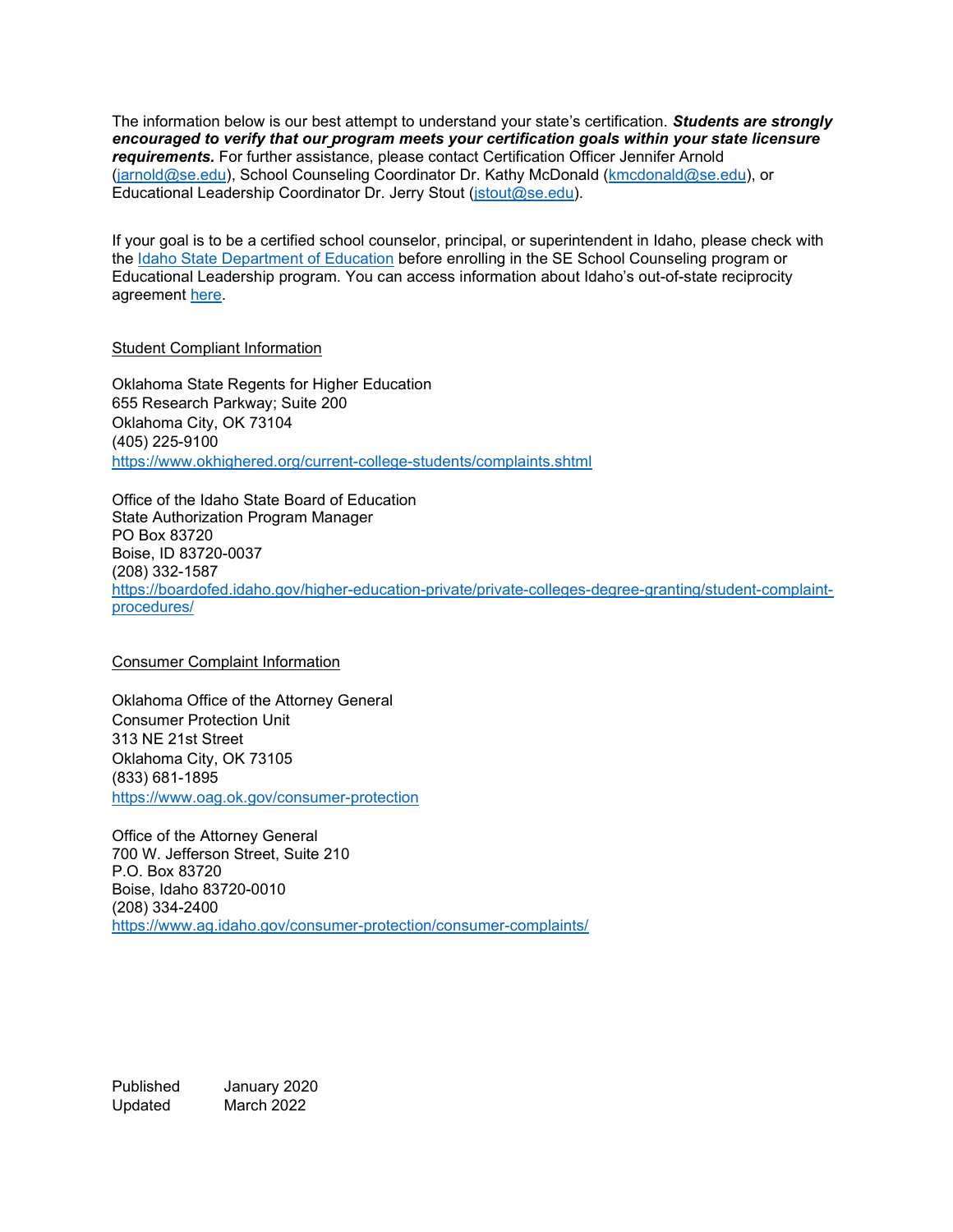The information below is our best attempt to understand your state's certification. ***Students are strongly encouraged to verify that our program meets your certification goals within your state licensure requirements.*** For further assistance, please contact Certification Officer Jennifer Arnold (jarnold@se.edu), School Counseling Coordinator Dr. Kathy McDonald (kmcdonald@se.edu), or Educational Leadership Coordinator Dr. Jerry Stout (jstout@se.edu).

If your goal is to be a certified school counselor, principal, or superintendent in Idaho, please check with the Idaho State Department of Education before enrolling in the SE School Counseling program or Educational Leadership program. You can access information about Idaho's out-of-state reciprocity agreement here.

Student Compliant Information

Oklahoma State Regents for Higher Education
655 Research Parkway; Suite 200
Oklahoma City, OK 73104
(405) 225-9100
https://www.okhighered.org/current-college-students/complaints.shtml

Office of the Idaho State Board of Education
State Authorization Program Manager
PO Box 83720
Boise, ID 83720-0037
(208) 332-1587
https://boardofed.idaho.gov/higher-education-private/private-colleges-degree-granting/student-complaint-procedures/

Consumer Complaint Information

Oklahoma Office of the Attorney General
Consumer Protection Unit
313 NE 21st Street
Oklahoma City, OK 73105
(833) 681-1895
https://www.oag.ok.gov/consumer-protection

Office of the Attorney General
700 W. Jefferson Street, Suite 210
P.O. Box 83720
Boise, Idaho 83720-0010
(208) 334-2400
https://www.ag.idaho.gov/consumer-protection/consumer-complaints/

Published January 2020
Updated March 2022